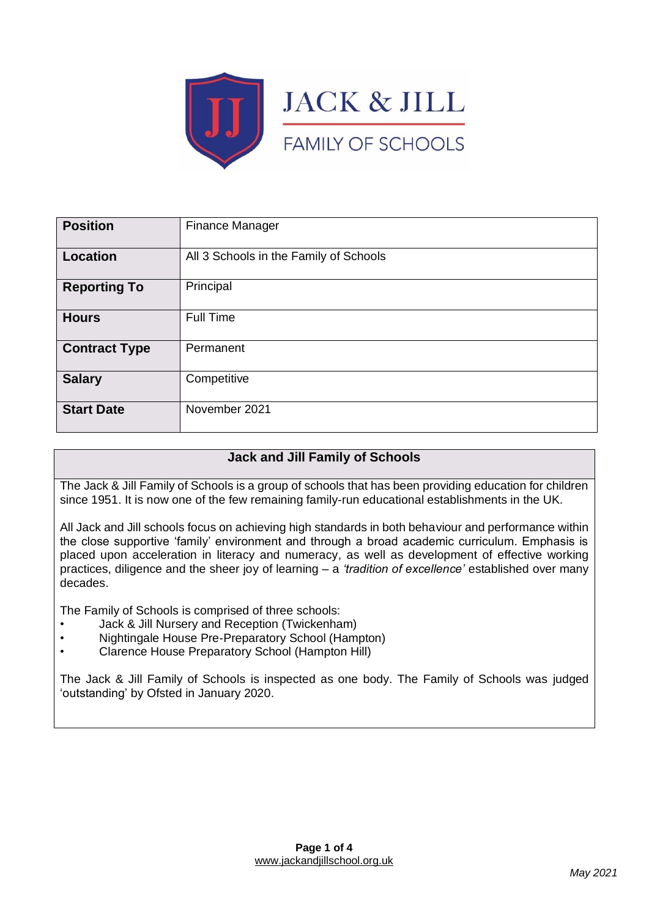# JACK & JILL

## FAMILY OF SCHOOLS

| Position | Finance Manager |
| --- | --- |
| Location | All 3 Schools in the Family of Schools |
| Reporting To | Principal |
| Hours | Full Time |
| Contract Type | Permanent |
| Salary | Competitive |
| Start Date | November 2021 |

## Jack and Jill Family of Schools

The Jack & Jill Family of Schools is a group of schools that has been providing education for children since 1951. It is now one of the few remaining family-run educational establishments in the UK.

All Jack and Jill schools focus on achieving high standards in both behaviour and performance within the close supportive 'family' environment and through a broad academic curriculum. Emphasis is placed upon acceleration in literacy and numeracy, as well as development of effective working practices, diligence and the sheer joy of learning – a *'tradition of excellence'* established over many decades.

The Family of Schools is comprised of three schools:

- Jack & Jill Nursery and Reception (Twickenham)
- Nightingale House Pre-Preparatory School (Hampton)
- Clarence House Preparatory School (Hampton Hill)

The Jack & Jill Family of Schools is inspected as one body. The Family of Schools was judged 'outstanding' by Ofsted in January 2020.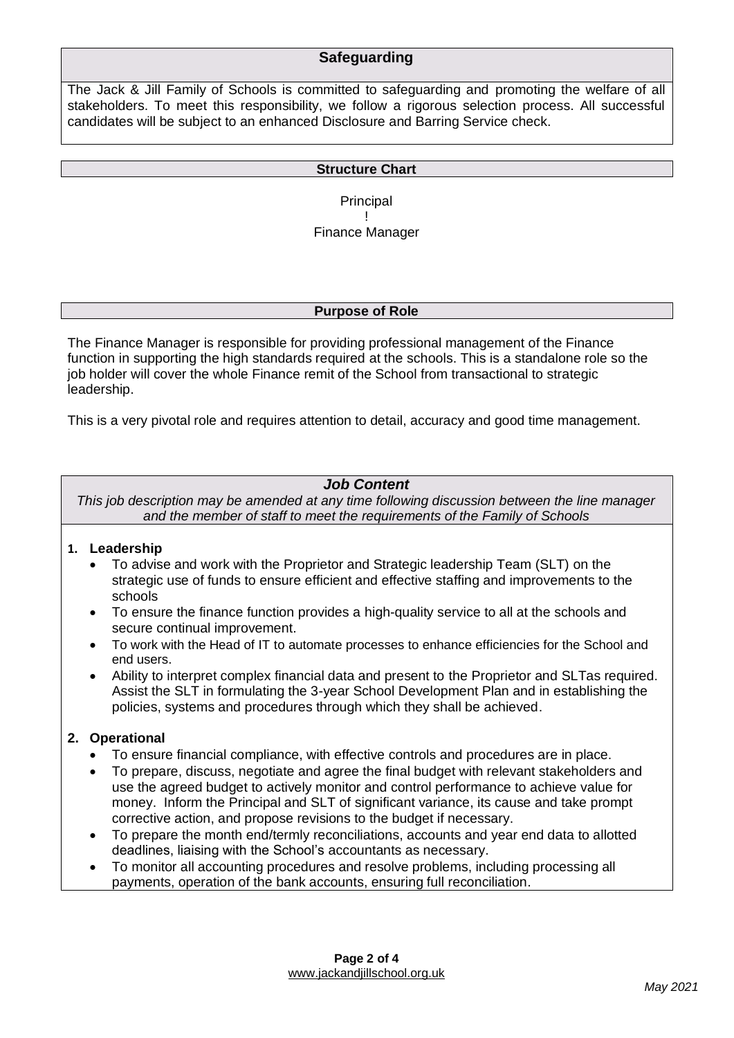## Safeguarding

The Jack & Jill Family of Schools is committed to safeguarding and promoting the welfare of all stakeholders. To meet this responsibility, we follow a rigorous selection process. All successful candidates will be subject to an enhanced Disclosure and Barring Service check.

## Structure Chart

Principal
!
Finance Manager

## Purpose of Role

The Finance Manager is responsible for providing professional management of the Finance function in supporting the high standards required at the schools. This is a standalone role so the job holder will cover the whole Finance remit of the School from transactional to strategic leadership.

This is a very pivotal role and requires attention to detail, accuracy and good time management.

## *Job Content*

*This job description may be amended at any time following discussion between the line manager and the member of staff to meet the requirements of the Family of Schools*

**1. Leadership**

- To advise and work with the Proprietor and Strategic leadership Team (SLT) on the strategic use of funds to ensure efficient and effective staffing and improvements to the schools
- To ensure the finance function provides a high-quality service to all at the schools and secure continual improvement.
- To work with the Head of IT to automate processes to enhance efficiencies for the School and end users.
- Ability to interpret complex financial data and present to the Proprietor and SLTas required. Assist the SLT in formulating the 3-year School Development Plan and in establishing the policies, systems and procedures through which they shall be achieved.

**2. Operational**

- To ensure financial compliance, with effective controls and procedures are in place.
- To prepare, discuss, negotiate and agree the final budget with relevant stakeholders and use the agreed budget to actively monitor and control performance to achieve value for money. Inform the Principal and SLT of significant variance, its cause and take prompt corrective action, and propose revisions to the budget if necessary.
- To prepare the month end/termly reconciliations, accounts and year end data to allotted deadlines, liaising with the School's accountants as necessary.
- To monitor all accounting procedures and resolve problems, including processing all payments, operation of the bank accounts, ensuring full reconciliation.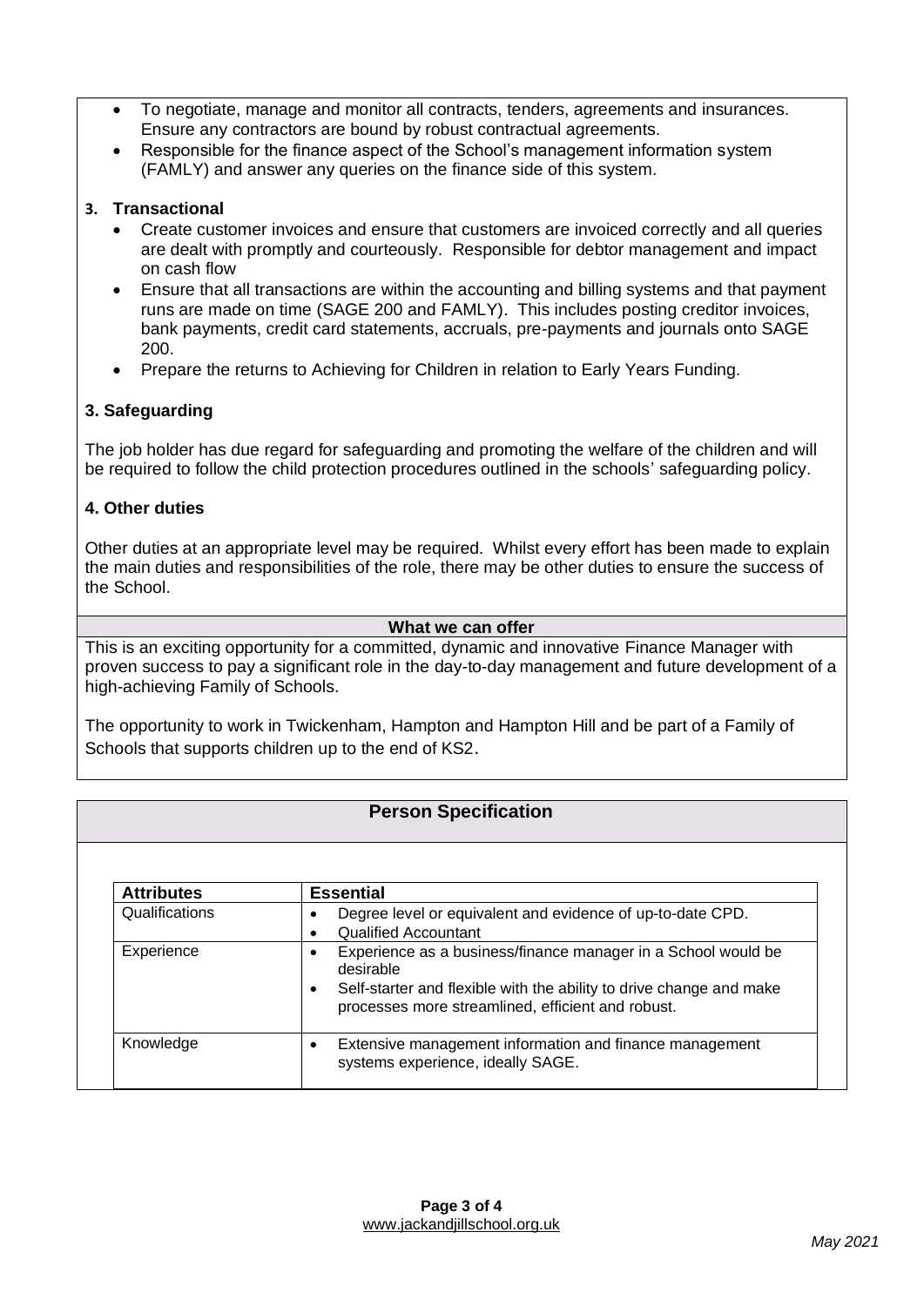- To negotiate, manage and monitor all contracts, tenders, agreements and insurances. Ensure any contractors are bound by robust contractual agreements.
- Responsible for the finance aspect of the School's management information system (FAMLY) and answer any queries on the finance side of this system.

**3. Transactional**

- Create customer invoices and ensure that customers are invoiced correctly and all queries are dealt with promptly and courteously. Responsible for debtor management and impact on cash flow
- Ensure that all transactions are within the accounting and billing systems and that payment runs are made on time (SAGE 200 and FAMLY). This includes posting creditor invoices, bank payments, credit card statements, accruals, pre-payments and journals onto SAGE 200.
- Prepare the returns to Achieving for Children in relation to Early Years Funding.

### 3. Safeguarding

The job holder has due regard for safeguarding and promoting the welfare of the children and will be required to follow the child protection procedures outlined in the schools' safeguarding policy.

### 4. Other duties

Other duties at an appropriate level may be required. Whilst every effort has been made to explain the main duties and responsibilities of the role, there may be other duties to ensure the success of the School.

### What we can offer

This is an exciting opportunity for a committed, dynamic and innovative Finance Manager with proven success to pay a significant role in the day-to-day management and future development of a high-achieving Family of Schools.

The opportunity to work in Twickenham, Hampton and Hampton Hill and be part of a Family of Schools that supports children up to the end of KS2.

## Person Specification

| Attributes | Essential |
|---|---|
| Qualifications | • Degree level or equivalent and evidence of up-to-date CPD.<br>• Qualified Accountant |
| Experience | • Experience as a business/finance manager in a School would be desirable<br>• Self-starter and flexible with the ability to drive change and make processes more streamlined, efficient and robust. |
| Knowledge | • Extensive management information and finance management systems experience, ideally SAGE. |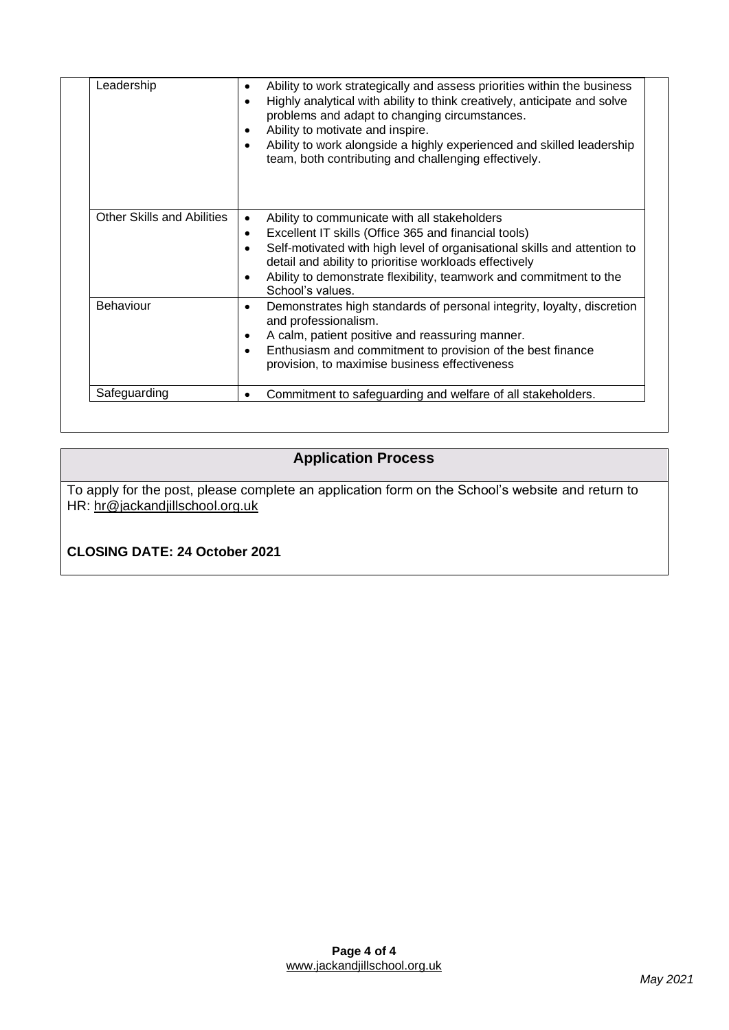| | |
|---|---|
| Leadership | • Ability to work strategically and assess priorities within the business<br>• Highly analytical with ability to think creatively, anticipate and solve problems and adapt to changing circumstances.<br>• Ability to motivate and inspire.<br>• Ability to work alongside a highly experienced and skilled leadership team, both contributing and challenging effectively. |
| Other Skills and Abilities | • Ability to communicate with all stakeholders<br>• Excellent IT skills (Office 365 and financial tools)<br>• Self-motivated with high level of organisational skills and attention to detail and ability to prioritise workloads effectively<br>• Ability to demonstrate flexibility, teamwork and commitment to the School's values. |
| Behaviour | • Demonstrates high standards of personal integrity, loyalty, discretion and professionalism.<br>• A calm, patient positive and reassuring manner.<br>• Enthusiasm and commitment to provision of the best finance provision, to maximise business effectiveness |
| Safeguarding | • Commitment to safeguarding and welfare of all stakeholders. |

## Application Process

To apply for the post, please complete an application form on the School's website and return to HR: hr@jackandjillschool.org.uk

**CLOSING DATE: 24 October 2021**

*May 2021*